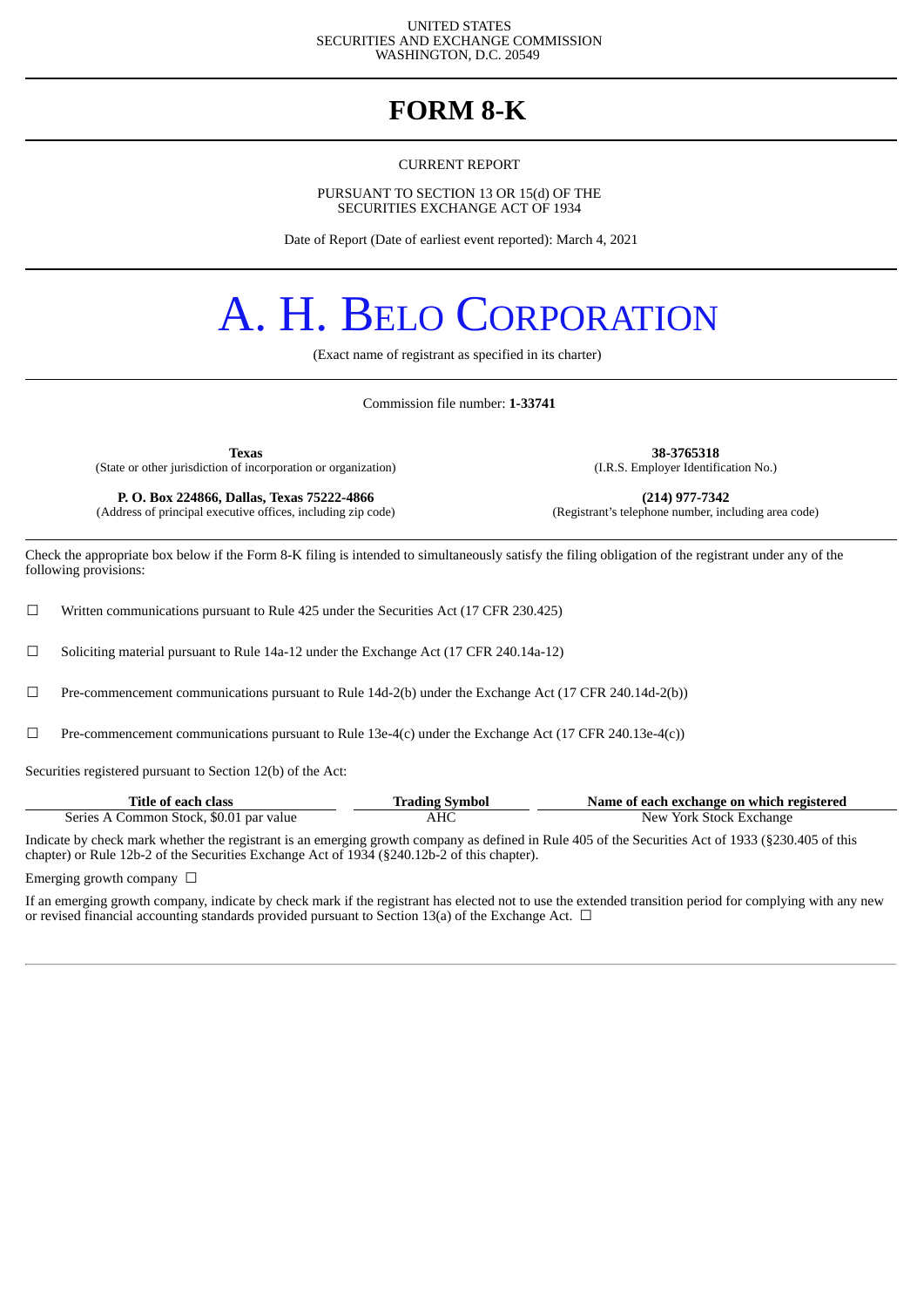UNITED STATES
SECURITIES AND EXCHANGE COMMISSION
WASHINGTON, D.C. 20549

# FORM 8-K

CURRENT REPORT

PURSUANT TO SECTION 13 OR 15(d) OF THE
SECURITIES EXCHANGE ACT OF 1934

Date of Report (Date of earliest event reported): March 4, 2021

# A. H. BELO CORPORATION

(Exact name of registrant as specified in its charter)

Commission file number: **1-33741**

| **Texas** | **38-3765318** |
|---|---|
| (State or other jurisdiction of incorporation or organization) | (I.R.S. Employer Identification No.) |
| **P. O. Box 224866, Dallas, Texas 75222-4866** | **(214) 977-7342** |
| (Address of principal executive offices, including zip code) | (Registrant's telephone number, including area code) |

Check the appropriate box below if the Form 8-K filing is intended to simultaneously satisfy the filing obligation of the registrant under any of the following provisions:

☐ Written communications pursuant to Rule 425 under the Securities Act (17 CFR 230.425)

☐ Soliciting material pursuant to Rule 14a-12 under the Exchange Act (17 CFR 240.14a-12)

☐ Pre-commencement communications pursuant to Rule 14d-2(b) under the Exchange Act (17 CFR 240.14d-2(b))

☐ Pre-commencement communications pursuant to Rule 13e-4(c) under the Exchange Act (17 CFR 240.13e-4(c))

Securities registered pursuant to Section 12(b) of the Act:

| Title of each class | Trading Symbol | Name of each exchange on which registered |
|---|---|---|
| Series A Common Stock, $0.01 par value | AHC | New York Stock Exchange |

Indicate by check mark whether the registrant is an emerging growth company as defined in Rule 405 of the Securities Act of 1933 (§230.405 of this chapter) or Rule 12b-2 of the Securities Exchange Act of 1934 (§240.12b-2 of this chapter).

Emerging growth company ☐

If an emerging growth company, indicate by check mark if the registrant has elected not to use the extended transition period for complying with any new or revised financial accounting standards provided pursuant to Section 13(a) of the Exchange Act. ☐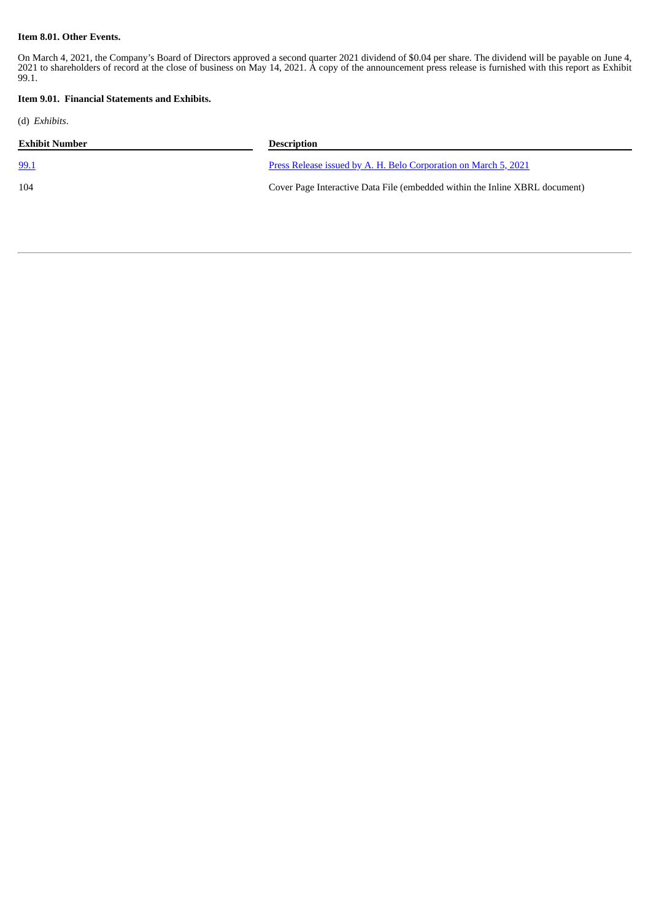**Item 8.01. Other Events.**

On March 4, 2021, the Company's Board of Directors approved a second quarter 2021 dividend of $0.04 per share. The dividend will be payable on June 4, 2021 to shareholders of record at the close of business on May 14, 2021. A copy of the announcement press release is furnished with this report as Exhibit 99.1.

**Item 9.01. Financial Statements and Exhibits.**

(d) *Exhibits*.

| Exhibit Number | Description |
| --- | --- |
| 99.1 | Press Release issued by A. H. Belo Corporation on March 5, 2021 |
| 104 | Cover Page Interactive Data File (embedded within the Inline XBRL document) |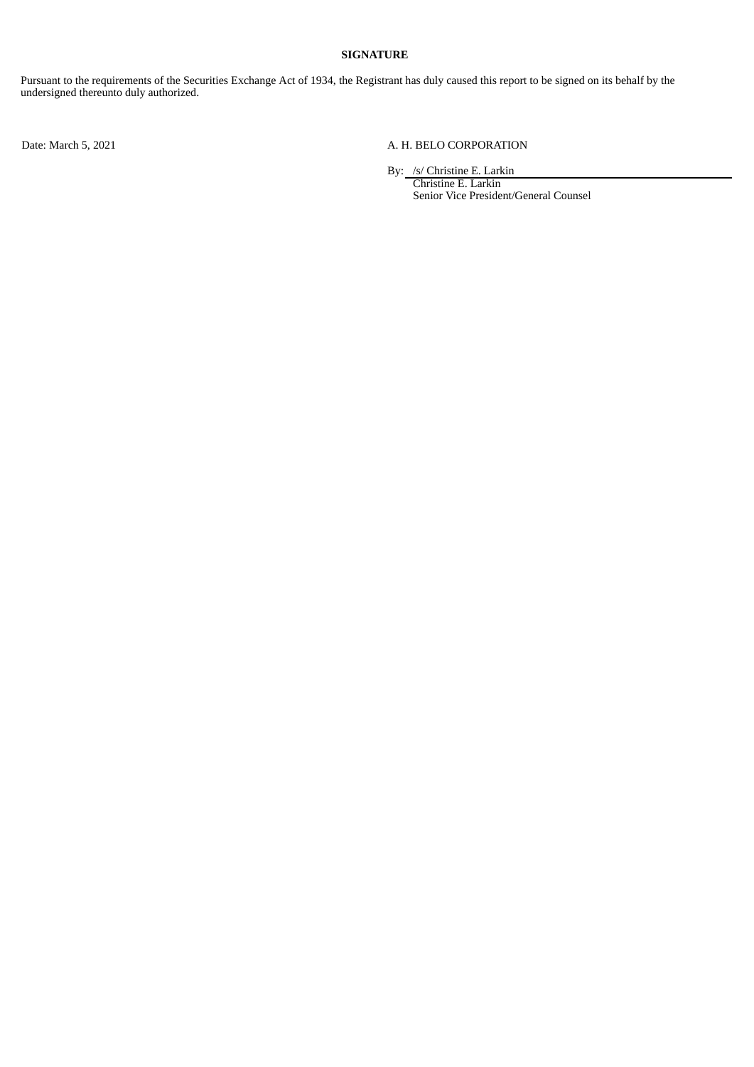**SIGNATURE**

Pursuant to the requirements of the Securities Exchange Act of 1934, the Registrant has duly caused this report to be signed on its behalf by the undersigned thereunto duly authorized.

| Date: March 5, 2021 | A. H. BELO CORPORATION |
| --- | --- |
| | By: /s/ Christine E. Larkin |
| | Christine E. Larkin |
| | Senior Vice President/General Counsel |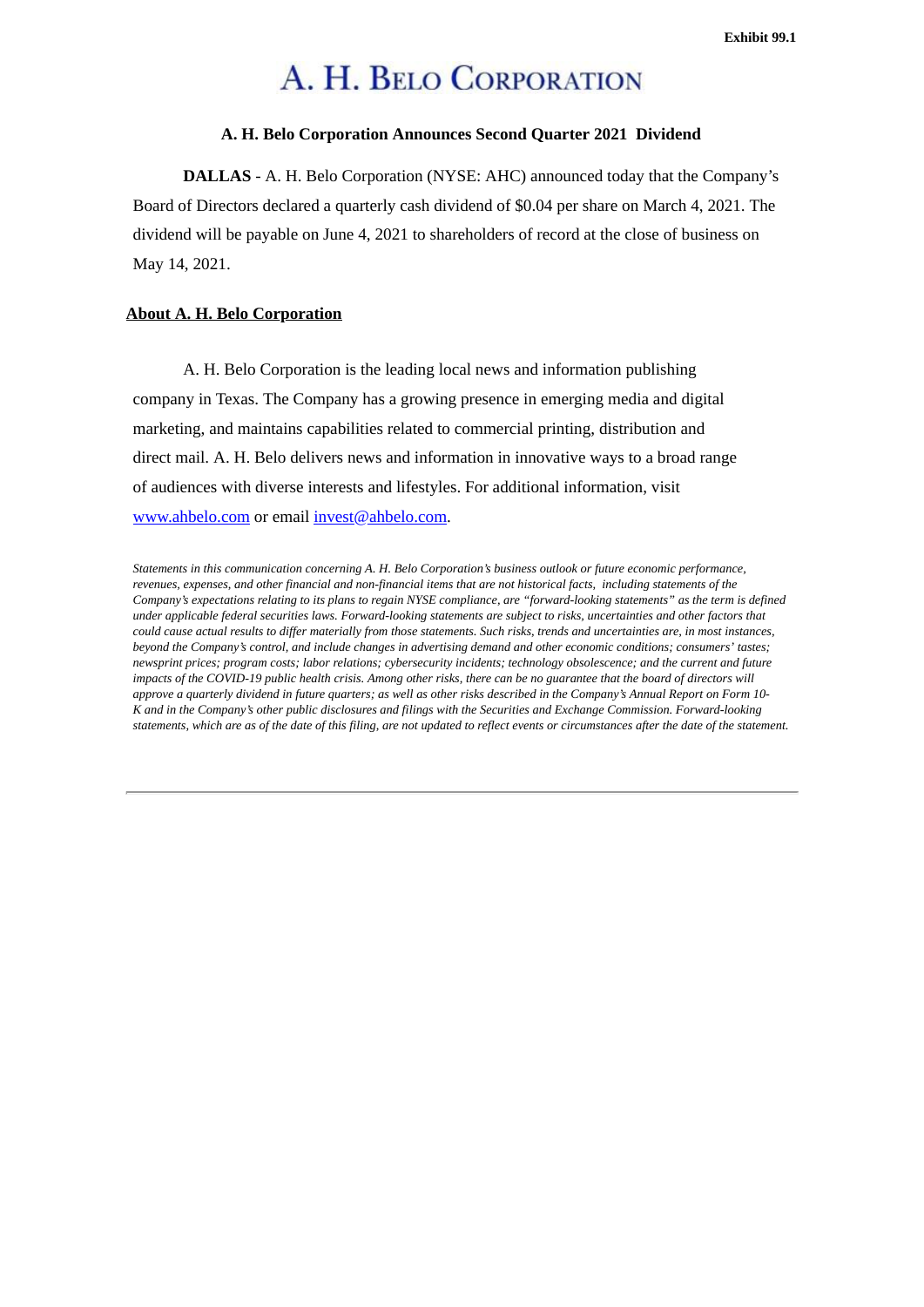Exhibit 99.1

# A. H. Belo Corporation

**A. H. Belo Corporation Announces Second Quarter 2021 Dividend**

**DALLAS** - A. H. Belo Corporation (NYSE: AHC) announced today that the Company's Board of Directors declared a quarterly cash dividend of $0.04 per share on March 4, 2021. The dividend will be payable on June 4, 2021 to shareholders of record at the close of business on May 14, 2021.

**About A. H. Belo Corporation**

A. H. Belo Corporation is the leading local news and information publishing company in Texas. The Company has a growing presence in emerging media and digital marketing, and maintains capabilities related to commercial printing, distribution and direct mail. A. H. Belo delivers news and information in innovative ways to a broad range of audiences with diverse interests and lifestyles. For additional information, visit www.ahbelo.com or email invest@ahbelo.com.

*Statements in this communication concerning A. H. Belo Corporation's business outlook or future economic performance, revenues, expenses, and other financial and non-financial items that are not historical facts, including statements of the Company's expectations relating to its plans to regain NYSE compliance, are "forward-looking statements" as the term is defined under applicable federal securities laws. Forward-looking statements are subject to risks, uncertainties and other factors that could cause actual results to differ materially from those statements. Such risks, trends and uncertainties are, in most instances, beyond the Company's control, and include changes in advertising demand and other economic conditions; consumers' tastes; newsprint prices; program costs; labor relations; cybersecurity incidents; technology obsolescence; and the current and future impacts of the COVID-19 public health crisis. Among other risks, there can be no guarantee that the board of directors will approve a quarterly dividend in future quarters; as well as other risks described in the Company's Annual Report on Form 10-K and in the Company's other public disclosures and filings with the Securities and Exchange Commission. Forward-looking statements, which are as of the date of this filing, are not updated to reflect events or circumstances after the date of the statement.*